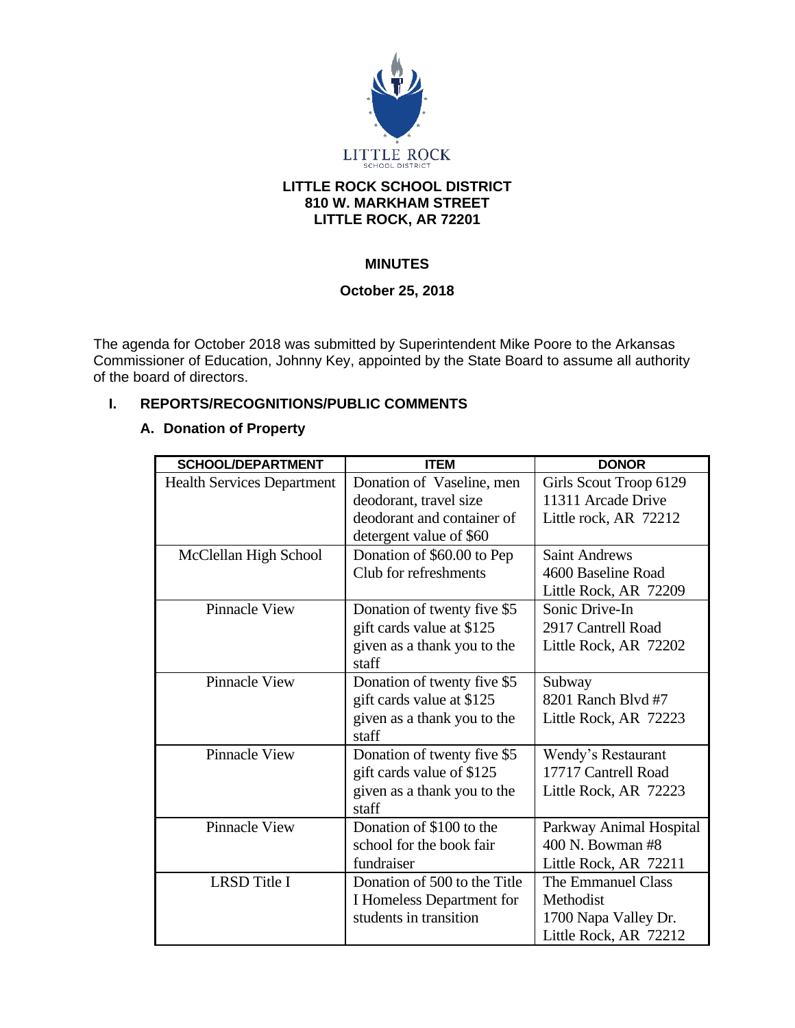LITTLE ROCK SCHOOL DISTRICT

**LITTLE ROCK SCHOOL DISTRICT**
**810 W. MARKHAM STREET**
**LITTLE ROCK, AR 72201**

**MINUTES**

**October 25, 2018**

The agenda for October 2018 was submitted by Superintendent Mike Poore to the Arkansas Commissioner of Education, Johnny Key, appointed by the State Board to assume all authority of the board of directors.

## I. REPORTS/RECOGNITIONS/PUBLIC COMMENTS

### A. Donation of Property

| SCHOOL/DEPARTMENT | ITEM | DONOR |
|---|---|---|
| Health Services Department | Donation of Vaseline, men deodorant, travel size deodorant and container of detergent value of $60 | Girls Scout Troop 6129 11311 Arcade Drive Little rock, AR 72212 |
| McClellan High School | Donation of $60.00 to Pep Club for refreshments | Saint Andrews 4600 Baseline Road Little Rock, AR 72209 |
| Pinnacle View | Donation of twenty five $5 gift cards value at $125 given as a thank you to the staff | Sonic Drive-In 2917 Cantrell Road Little Rock, AR 72202 |
| Pinnacle View | Donation of twenty five $5 gift cards value at $125 given as a thank you to the staff | Subway 8201 Ranch Blvd #7 Little Rock, AR 72223 |
| Pinnacle View | Donation of twenty five $5 gift cards value of $125 given as a thank you to the staff | Wendy's Restaurant 17717 Cantrell Road Little Rock, AR 72223 |
| Pinnacle View | Donation of $100 to the school for the book fair fundraiser | Parkway Animal Hospital 400 N. Bowman #8 Little Rock, AR 72211 |
| LRSD Title I | Donation of 500 to the Title I Homeless Department for students in transition | The Emmanuel Class Methodist 1700 Napa Valley Dr. Little Rock, AR 72212 |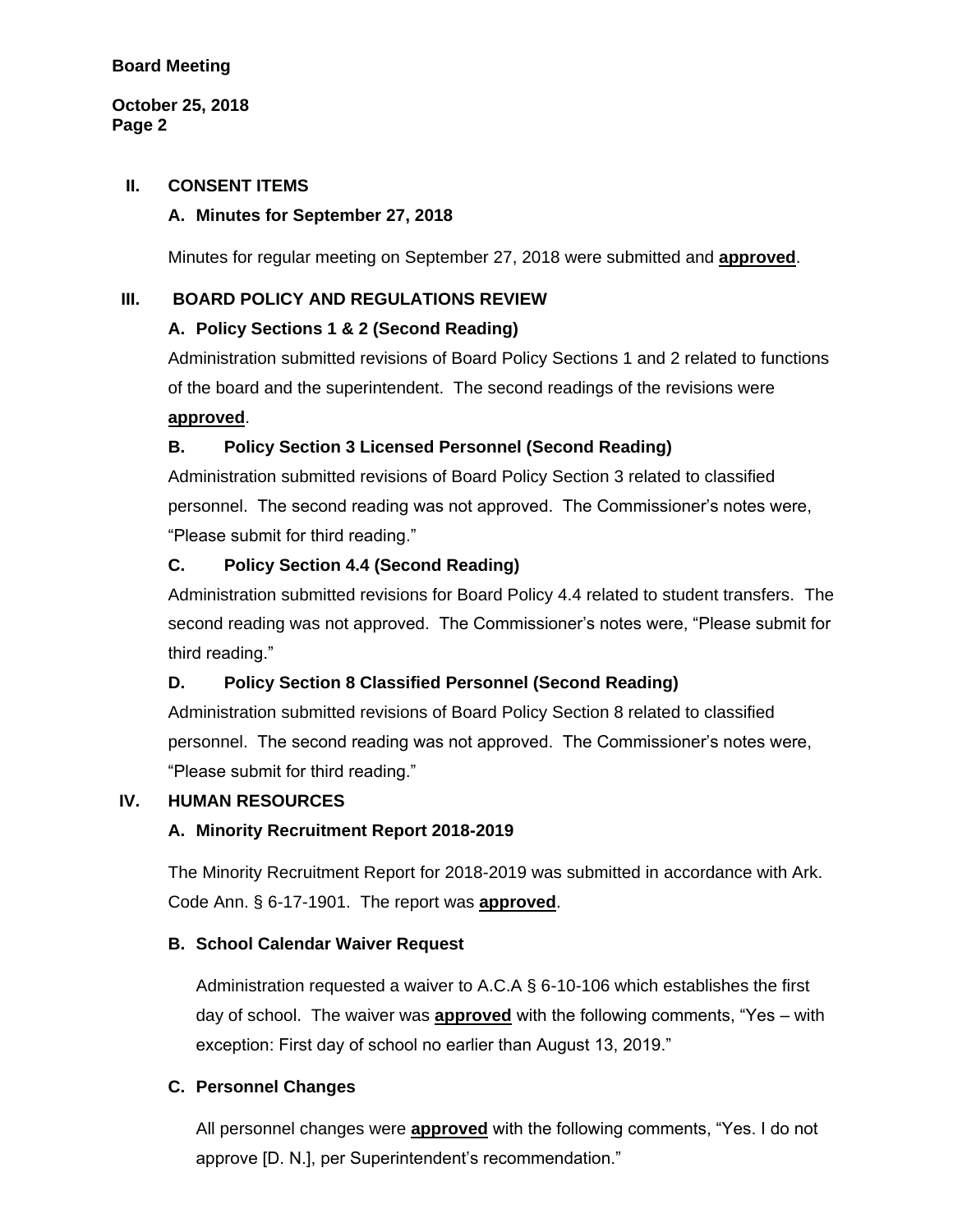## II. CONSENT ITEMS

### A. Minutes for September 27, 2018

Minutes for regular meeting on September 27, 2018 were submitted and **approved**.

## III. BOARD POLICY AND REGULATIONS REVIEW

### A. Policy Sections 1 & 2 (Second Reading)

Administration submitted revisions of Board Policy Sections 1 and 2 related to functions of the board and the superintendent. The second readings of the revisions were **approved**.

### B. Policy Section 3 Licensed Personnel (Second Reading)

Administration submitted revisions of Board Policy Section 3 related to classified personnel. The second reading was not approved. The Commissioner's notes were, "Please submit for third reading."

### C. Policy Section 4.4 (Second Reading)

Administration submitted revisions for Board Policy 4.4 related to student transfers. The second reading was not approved. The Commissioner's notes were, "Please submit for third reading."

### D. Policy Section 8 Classified Personnel (Second Reading)

Administration submitted revisions of Board Policy Section 8 related to classified personnel. The second reading was not approved. The Commissioner's notes were, "Please submit for third reading."

## IV. HUMAN RESOURCES

### A. Minority Recruitment Report 2018-2019

The Minority Recruitment Report for 2018-2019 was submitted in accordance with Ark. Code Ann. § 6-17-1901. The report was **approved**.

### B. School Calendar Waiver Request

Administration requested a waiver to A.C.A § 6-10-106 which establishes the first day of school. The waiver was **approved** with the following comments, "Yes – with exception: First day of school no earlier than August 13, 2019."

### C. Personnel Changes

All personnel changes were **approved** with the following comments, "Yes. I do not approve [D. N.], per Superintendent's recommendation."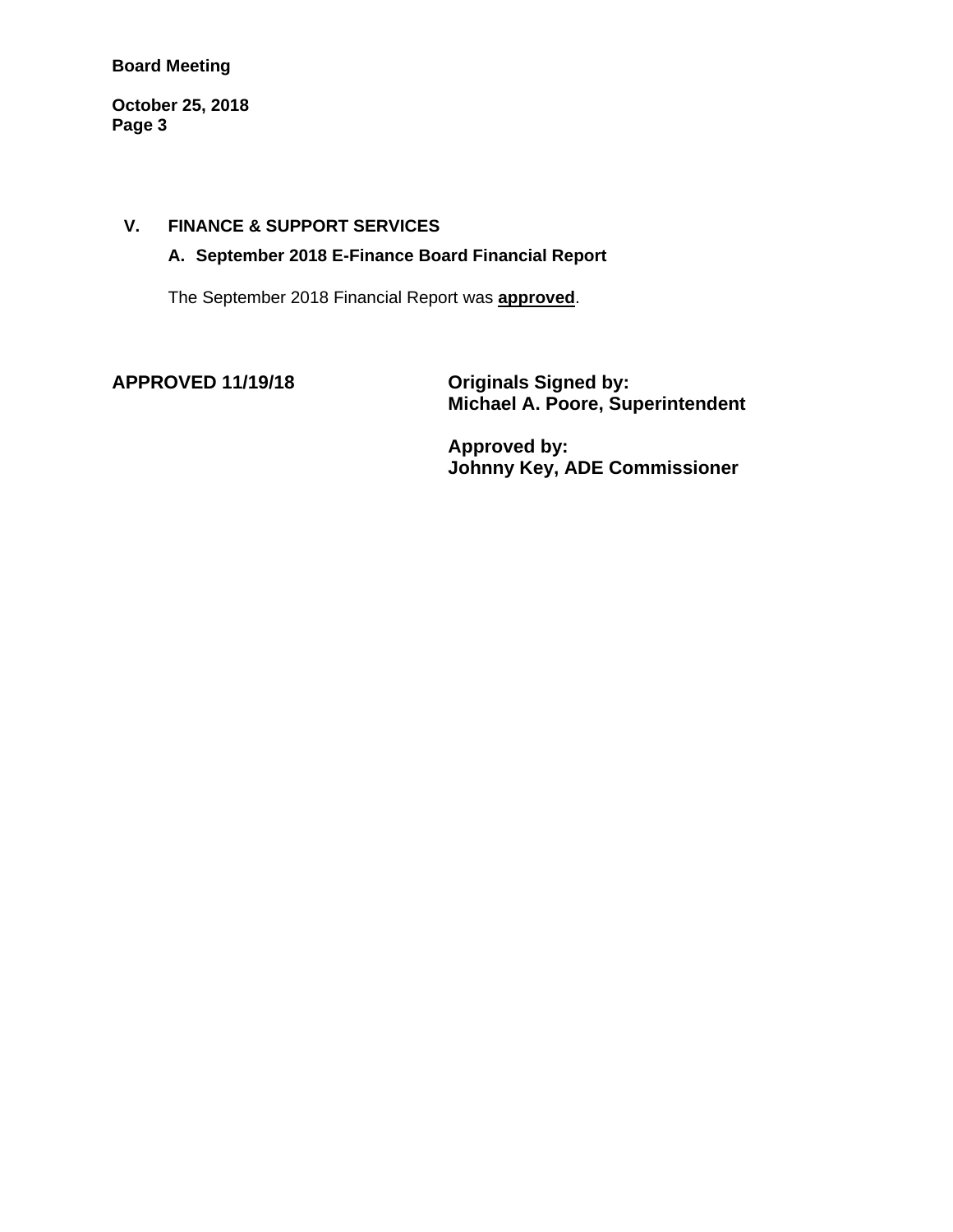## V. FINANCE & SUPPORT SERVICES

### A. September 2018 E-Finance Board Financial Report

The September 2018 Financial Report was **approved**.

**APPROVED 11/19/18**

**Originals Signed by:**
**Michael A. Poore, Superintendent**

**Approved by:**
**Johnny Key, ADE Commissioner**